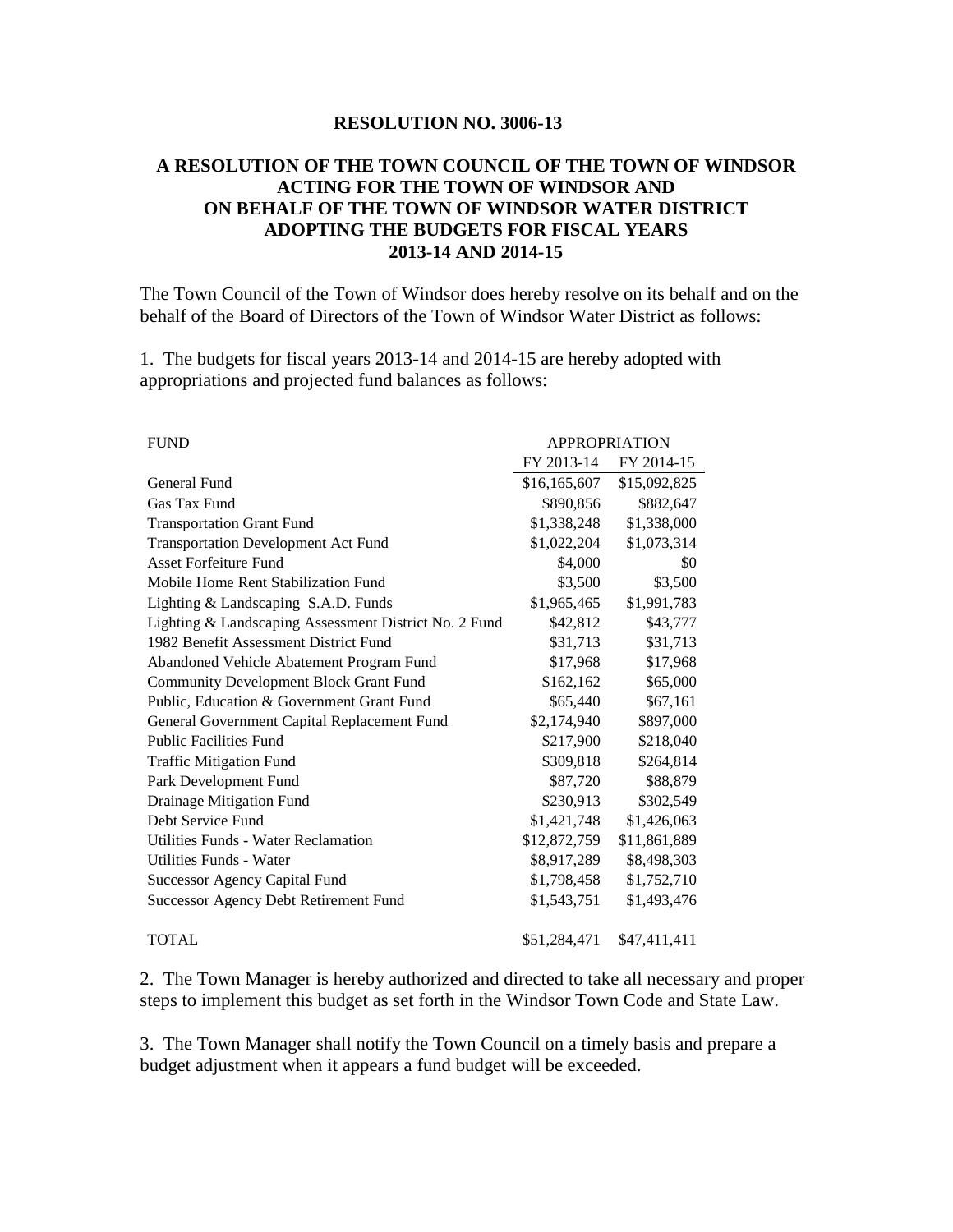**RESOLUTION NO. 3006-13**

**A RESOLUTION OF THE TOWN COUNCIL OF THE TOWN OF WINDSOR ACTING FOR THE TOWN OF WINDSOR AND ON BEHALF OF THE TOWN OF WINDSOR WATER DISTRICT ADOPTING THE BUDGETS FOR FISCAL YEARS 2013-14 AND 2014-15**

The Town Council of the Town of Windsor does hereby resolve on its behalf and on the behalf of the Board of Directors of the Town of Windsor Water District as follows:

1. The budgets for fiscal years 2013-14 and 2014-15 are hereby adopted with appropriations and projected fund balances as follows:

| FUND | APPROPRIATION | |
|---|---|---|
| | FY 2013-14 | FY 2014-15 |
| General Fund | $16,165,607 | $15,092,825 |
| Gas Tax Fund | $890,856 | $882,647 |
| Transportation Grant Fund | $1,338,248 | $1,338,000 |
| Transportation Development Act Fund | $1,022,204 | $1,073,314 |
| Asset Forfeiture Fund | $4,000 | $0 |
| Mobile Home Rent Stabilization Fund | $3,500 | $3,500 |
| Lighting & Landscaping S.A.D. Funds | $1,965,465 | $1,991,783 |
| Lighting & Landscaping Assessment District No. 2 Fund | $42,812 | $43,777 |
| 1982 Benefit Assessment District Fund | $31,713 | $31,713 |
| Abandoned Vehicle Abatement Program Fund | $17,968 | $17,968 |
| Community Development Block Grant Fund | $162,162 | $65,000 |
| Public, Education & Government Grant Fund | $65,440 | $67,161 |
| General Government Capital Replacement Fund | $2,174,940 | $897,000 |
| Public Facilities Fund | $217,900 | $218,040 |
| Traffic Mitigation Fund | $309,818 | $264,814 |
| Park Development Fund | $87,720 | $88,879 |
| Drainage Mitigation Fund | $230,913 | $302,549 |
| Debt Service Fund | $1,421,748 | $1,426,063 |
| Utilities Funds - Water Reclamation | $12,872,759 | $11,861,889 |
| Utilities Funds - Water | $8,917,289 | $8,498,303 |
| Successor Agency Capital Fund | $1,798,458 | $1,752,710 |
| Successor Agency Debt Retirement Fund | $1,543,751 | $1,493,476 |
| TOTAL | $51,284,471 | $47,411,411 |

2. The Town Manager is hereby authorized and directed to take all necessary and proper steps to implement this budget as set forth in the Windsor Town Code and State Law.

3. The Town Manager shall notify the Town Council on a timely basis and prepare a budget adjustment when it appears a fund budget will be exceeded.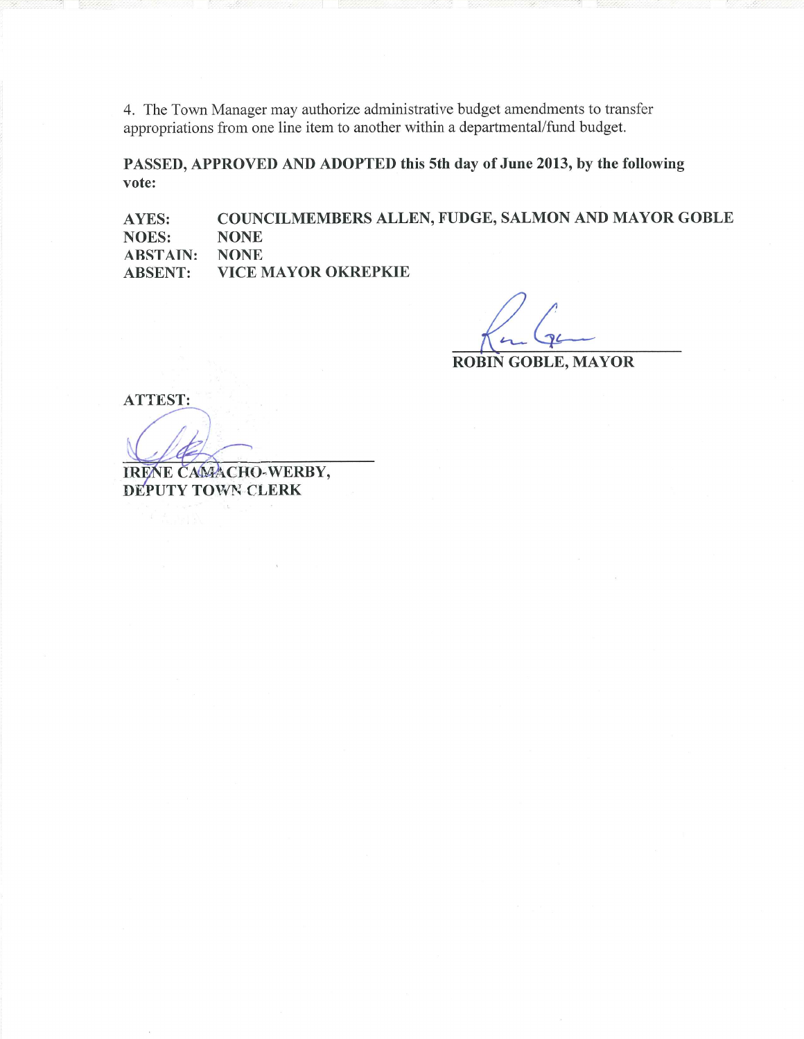4. The Town Manager may authorize administrative budget amendments to transfer appropriations from one line item to another within a departmental/fund budget.

**PASSED, APPROVED AND ADOPTED this 5th day of June 2013, by the following vote:**

| | |
|---|---|
| **AYES:** | **COUNCILMEMBERS ALLEN, FUDGE, SALMON AND MAYOR GOBLE** |
| **NOES:** | **NONE** |
| **ABSTAIN:** | **NONE** |
| **ABSENT:** | **VICE MAYOR OKREPKIE** |

**ROBIN GOBLE, MAYOR**

**ATTEST:**

**IRENE CAMACHO-WERBY, DEPUTY TOWN CLERK**